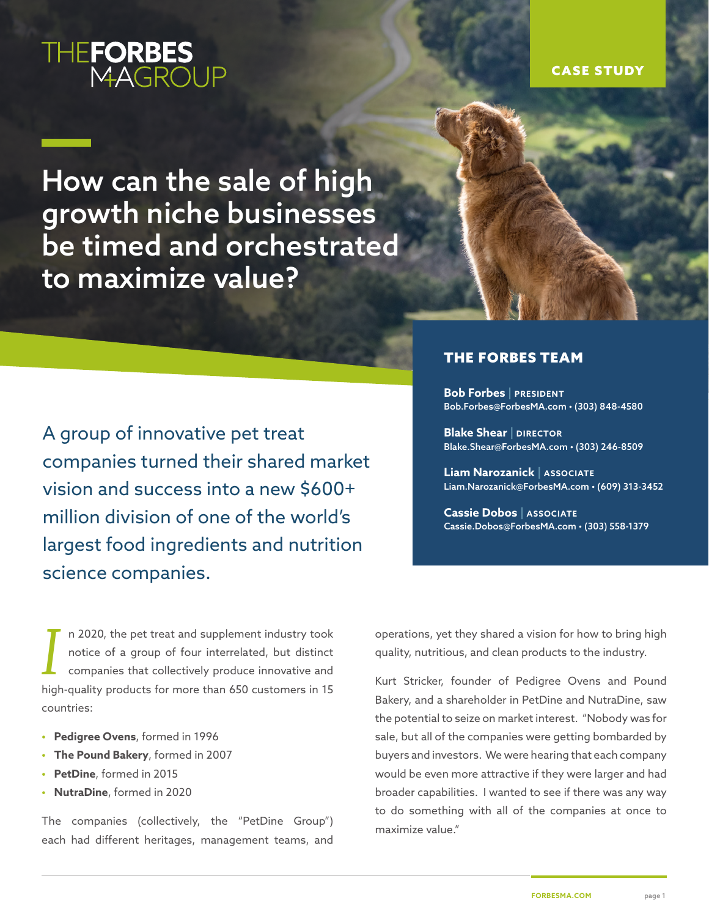THEFORBES M+AGROUP

CASE STUDY

# How can the sale of high growth niche businesses be timed and orchestrated to maximize value?

## THE FORBES TEAM

**Bob Forbes** | PRESIDENT
Bob.Forbes@ForbesMA.com • (303) 848-4580

**Blake Shear** | DIRECTOR
Blake.Shear@ForbesMA.com • (303) 246-8509

**Liam Narozanick** | ASSOCIATE
Liam.Narozanick@ForbesMA.com • (609) 313-3452

**Cassie Dobos** | ASSOCIATE
Cassie.Dobos@ForbesMA.com • (303) 558-1379

A group of innovative pet treat companies turned their shared market vision and success into a new $600+ million division of one of the world's largest food ingredients and nutrition science companies.

In 2020, the pet treat and supplement industry took notice of a group of four interrelated, but distinct companies that collectively produce innovative and high-quality products for more than 650 customers in 15 countries:

- **Pedigree Ovens**, formed in 1996
- **The Pound Bakery**, formed in 2007
- **PetDine**, formed in 2015
- **NutraDine**, formed in 2020

The companies (collectively, the "PetDine Group") each had different heritages, management teams, and operations, yet they shared a vision for how to bring high quality, nutritious, and clean products to the industry.

Kurt Stricker, founder of Pedigree Ovens and Pound Bakery, and a shareholder in PetDine and NutraDine, saw the potential to seize on market interest. "Nobody was for sale, but all of the companies were getting bombarded by buyers and investors. We were hearing that each company would be even more attractive if they were larger and had broader capabilities. I wanted to see if there was any way to do something with all of the companies at once to maximize value."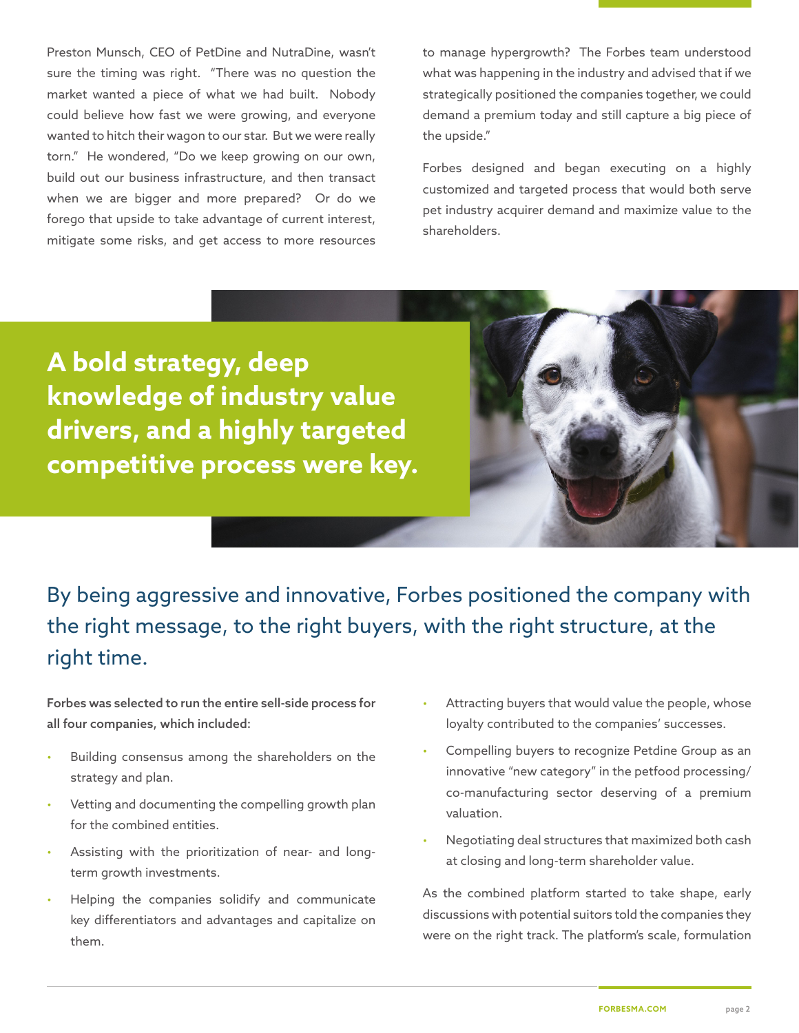Preston Munsch, CEO of PetDine and NutraDine, wasn't sure the timing was right. "There was no question the market wanted a piece of what we had built. Nobody could believe how fast we were growing, and everyone wanted to hitch their wagon to our star. But we were really torn." He wondered, "Do we keep growing on our own, build out our business infrastructure, and then transact when we are bigger and more prepared? Or do we forego that upside to take advantage of current interest, mitigate some risks, and get access to more resources to manage hypergrowth? The Forbes team understood what was happening in the industry and advised that if we strategically positioned the companies together, we could demand a premium today and still capture a big piece of the upside."

Forbes designed and began executing on a highly customized and targeted process that would both serve pet industry acquirer demand and maximize value to the shareholders.

**A bold strategy, deep knowledge of industry value drivers, and a highly targeted competitive process were key.**

## By being aggressive and innovative, Forbes positioned the company with the right message, to the right buyers, with the right structure, at the right time.

**Forbes was selected to run the entire sell-side process for all four companies, which included:**

- Building consensus among the shareholders on the strategy and plan.
- Vetting and documenting the compelling growth plan for the combined entities.
- Assisting with the prioritization of near- and long-term growth investments.
- Helping the companies solidify and communicate key differentiators and advantages and capitalize on them.
- Attracting buyers that would value the people, whose loyalty contributed to the companies' successes.
- Compelling buyers to recognize Petdine Group as an innovative "new category" in the petfood processing/co-manufacturing sector deserving of a premium valuation.
- Negotiating deal structures that maximized both cash at closing and long-term shareholder value.

As the combined platform started to take shape, early discussions with potential suitors told the companies they were on the right track. The platform's scale, formulation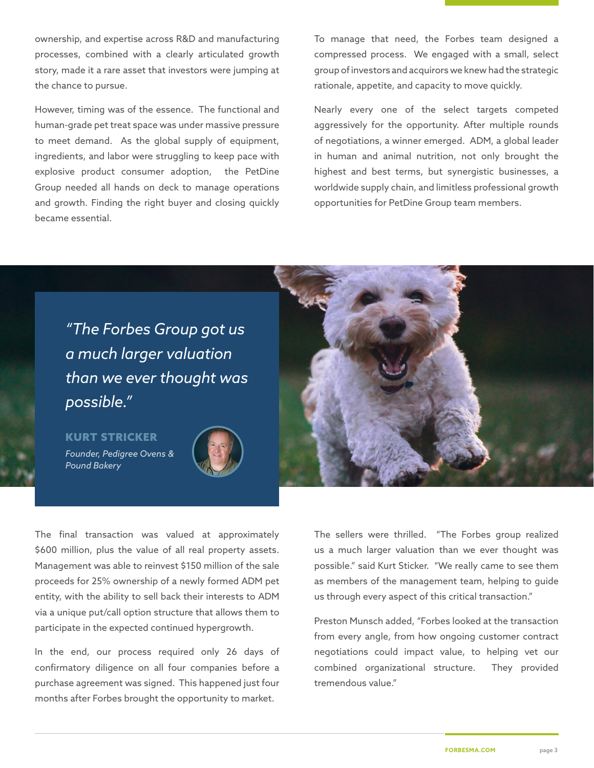ownership, and expertise across R&D and manufacturing processes, combined with a clearly articulated growth story, made it a rare asset that investors were jumping at the chance to pursue.

However, timing was of the essence. The functional and human-grade pet treat space was under massive pressure to meet demand. As the global supply of equipment, ingredients, and labor were struggling to keep pace with explosive product consumer adoption, the PetDine Group needed all hands on deck to manage operations and growth. Finding the right buyer and closing quickly became essential.

To manage that need, the Forbes team designed a compressed process. We engaged with a small, select group of investors and acquirors we knew had the strategic rationale, appetite, and capacity to move quickly.

Nearly every one of the select targets competed aggressively for the opportunity. After multiple rounds of negotiations, a winner emerged. ADM, a global leader in human and animal nutrition, not only brought the highest and best terms, but synergistic businesses, a worldwide supply chain, and limitless professional growth opportunities for PetDine Group team members.

> *"The Forbes Group got us a much larger valuation than we ever thought was possible."*
>
> **KURT STRICKER**
> *Founder, Pedigree Ovens & Pound Bakery*

The final transaction was valued at approximately $600 million, plus the value of all real property assets. Management was able to reinvest $150 million of the sale proceeds for 25% ownership of a newly formed ADM pet entity, with the ability to sell back their interests to ADM via a unique put/call option structure that allows them to participate in the expected continued hypergrowth.

In the end, our process required only 26 days of confirmatory diligence on all four companies before a purchase agreement was signed. This happened just four months after Forbes brought the opportunity to market.

The sellers were thrilled. "The Forbes group realized us a much larger valuation than we ever thought was possible." said Kurt Sticker. "We really came to see them as members of the management team, helping to guide us through every aspect of this critical transaction."

Preston Munsch added, "Forbes looked at the transaction from every angle, from how ongoing customer contract negotiations could impact value, to helping vet our combined organizational structure. They provided tremendous value."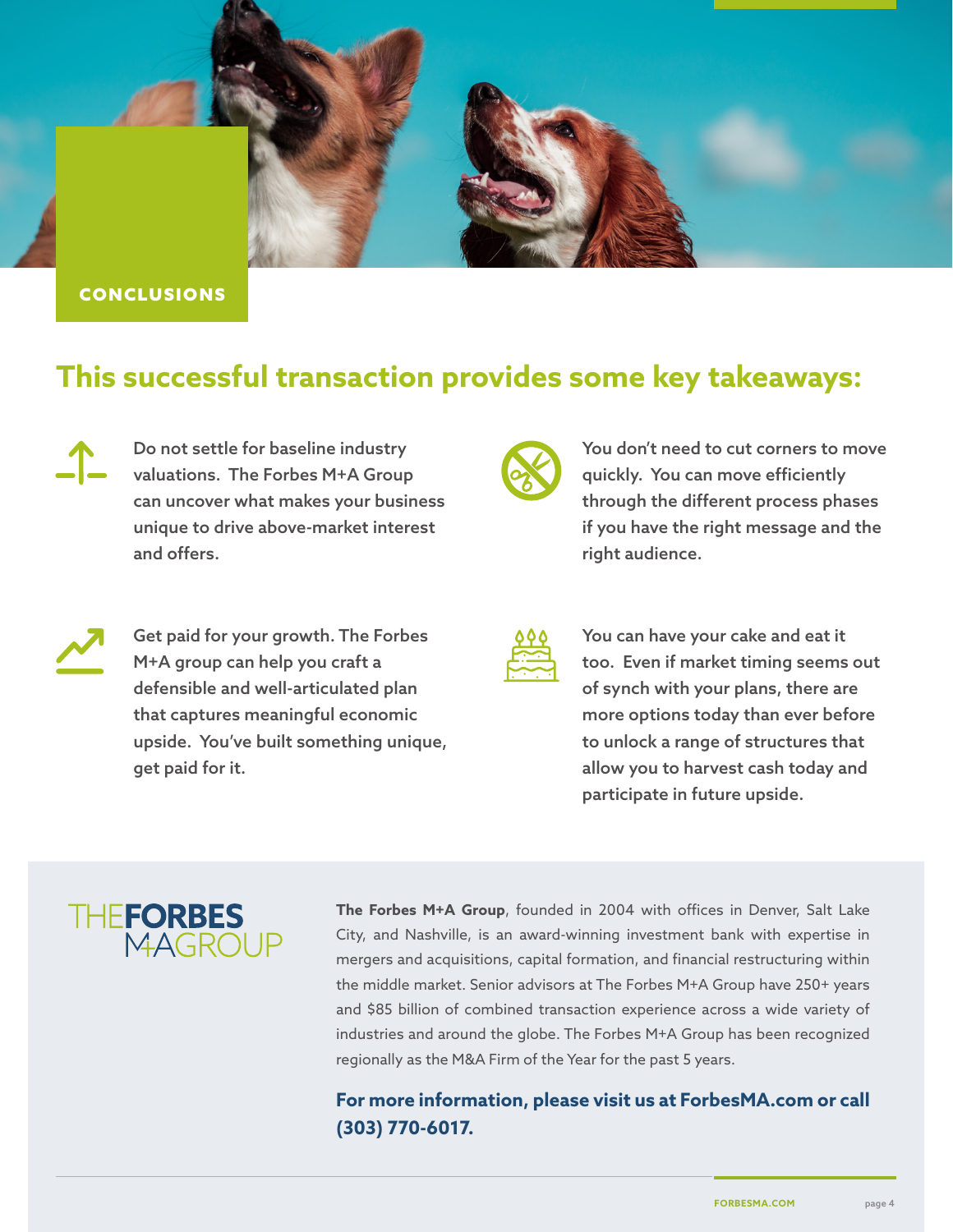## CONCLUSIONS

# This successful transaction provides some key takeaways:

- Do not settle for baseline industry valuations. The Forbes M+A Group can uncover what makes your business unique to drive above-market interest and offers.

- You don't need to cut corners to move quickly. You can move efficiently through the different process phases if you have the right message and the right audience.

- Get paid for your growth. The Forbes M+A group can help you craft a defensible and well-articulated plan that captures meaningful economic upside. You've built something unique, get paid for it.

- You can have your cake and eat it too. Even if market timing seems out of synch with your plans, there are more options today than ever before to unlock a range of structures that allow you to harvest cash today and participate in future upside.

THE FORBES M+A GROUP

**The Forbes M+A Group**, founded in 2004 with offices in Denver, Salt Lake City, and Nashville, is an award-winning investment bank with expertise in mergers and acquisitions, capital formation, and financial restructuring within the middle market. Senior advisors at The Forbes M+A Group have 250+ years and $85 billion of combined transaction experience across a wide variety of industries and around the globe. The Forbes M+A Group has been recognized regionally as the M&A Firm of the Year for the past 5 years.

**For more information, please visit us at ForbesMA.com or call (303) 770-6017.**